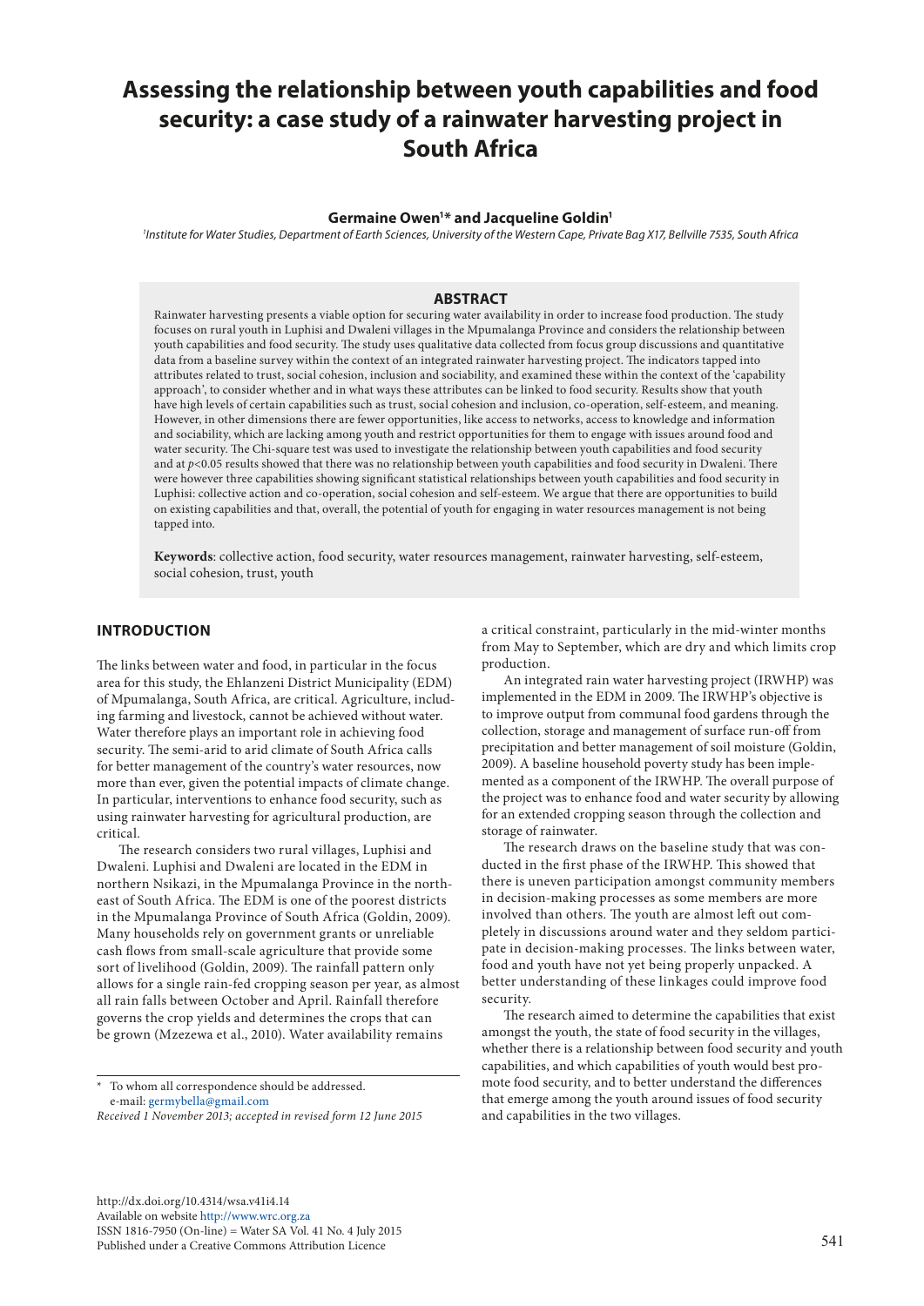# Assessing the relationship between youth capabilities and food security: a case study of a rainwater harvesting project in South Africa

**Germaine Owen[1]* and Jacqueline Goldin[1]**

[1]*Institute for Water Studies, Department of Earth Sciences, University of the Western Cape, Private Bag X17, Bellville 7535, South Africa*

## ABSTRACT

Rainwater harvesting presents a viable option for securing water availability in order to increase food production. The study focuses on rural youth in Luphisi and Dwaleni villages in the Mpumalanga Province and considers the relationship between youth capabilities and food security. The study uses qualitative data collected from focus group discussions and quantitative data from a baseline survey within the context of an integrated rainwater harvesting project. The indicators tapped into attributes related to trust, social cohesion, inclusion and sociability, and examined these within the context of the 'capability approach', to consider whether and in what ways these attributes can be linked to food security. Results show that youth have high levels of certain capabilities such as trust, social cohesion and inclusion, co-operation, self-esteem, and meaning. However, in other dimensions there are fewer opportunities, like access to networks, access to knowledge and information and sociability, which are lacking among youth and restrict opportunities for them to engage with issues around food and water security. The Chi-square test was used to investigate the relationship between youth capabilities and food security and at $p<0.05$ results showed that there was no relationship between youth capabilities and food security in Dwaleni. There were however three capabilities showing significant statistical relationships between youth capabilities and food security in Luphisi: collective action and co-operation, social cohesion and self-esteem. We argue that there are opportunities to build on existing capabilities and that, overall, the potential of youth for engaging in water resources management is not being tapped into.

**Keywords**: collective action, food security, water resources management, rainwater harvesting, self-esteem, social cohesion, trust, youth

## INTRODUCTION

The links between water and food, in particular in the focus area for this study, the Ehlanzeni District Municipality (EDM) of Mpumalanga, South Africa, are critical. Agriculture, including farming and livestock, cannot be achieved without water. Water therefore plays an important role in achieving food security. The semi-arid to arid climate of South Africa calls for better management of the country's water resources, now more than ever, given the potential impacts of climate change. In particular, interventions to enhance food security, such as using rainwater harvesting for agricultural production, are critical.

The research considers two rural villages, Luphisi and Dwaleni. Luphisi and Dwaleni are located in the EDM in northern Nsikazi, in the Mpumalanga Province in the north-east of South Africa. The EDM is one of the poorest districts in the Mpumalanga Province of South Africa (Goldin, 2009). Many households rely on government grants or unreliable cash flows from small-scale agriculture that provide some sort of livelihood (Goldin, 2009). The rainfall pattern only allows for a single rain-fed cropping season per year, as almost all rain falls between October and April. Rainfall therefore governs the crop yields and determines the crops that can be grown (Mzezewa et al., 2010). Water availability remains a critical constraint, particularly in the mid-winter months from May to September, which are dry and which limits crop production.

An integrated rain water harvesting project (IRWHP) was implemented in the EDM in 2009. The IRWHP's objective is to improve output from communal food gardens through the collection, storage and management of surface run-off from precipitation and better management of soil moisture (Goldin, 2009). A baseline household poverty study has been implemented as a component of the IRWHP. The overall purpose of the project was to enhance food and water security by allowing for an extended cropping season through the collection and storage of rainwater.

The research draws on the baseline study that was conducted in the first phase of the IRWHP. This showed that there is uneven participation amongst community members in decision-making processes as some members are more involved than others. The youth are almost left out completely in discussions around water and they seldom participate in decision-making processes. The links between water, food and youth have not yet being properly unpacked. A better understanding of these linkages could improve food security.

The research aimed to determine the capabilities that exist amongst the youth, the state of food security in the villages, whether there is a relationship between food security and youth capabilities, and which capabilities of youth would best promote food security, and to better understand the differences that emerge among the youth around issues of food security and capabilities in the two villages.

---

\* To whom all correspondence should be addressed.
e-mail: germybella@gmail.com

*Received 1 November 2013; accepted in revised form 12 June 2015*

http://dx.doi.org/10.4314/wsa.v41i4.14
Available on website http://www.wrc.org.za
ISSN 1816-7950 (On-line) = Water SA Vol. 41 No. 4 July 2015
Published under a Creative Commons Attribution Licence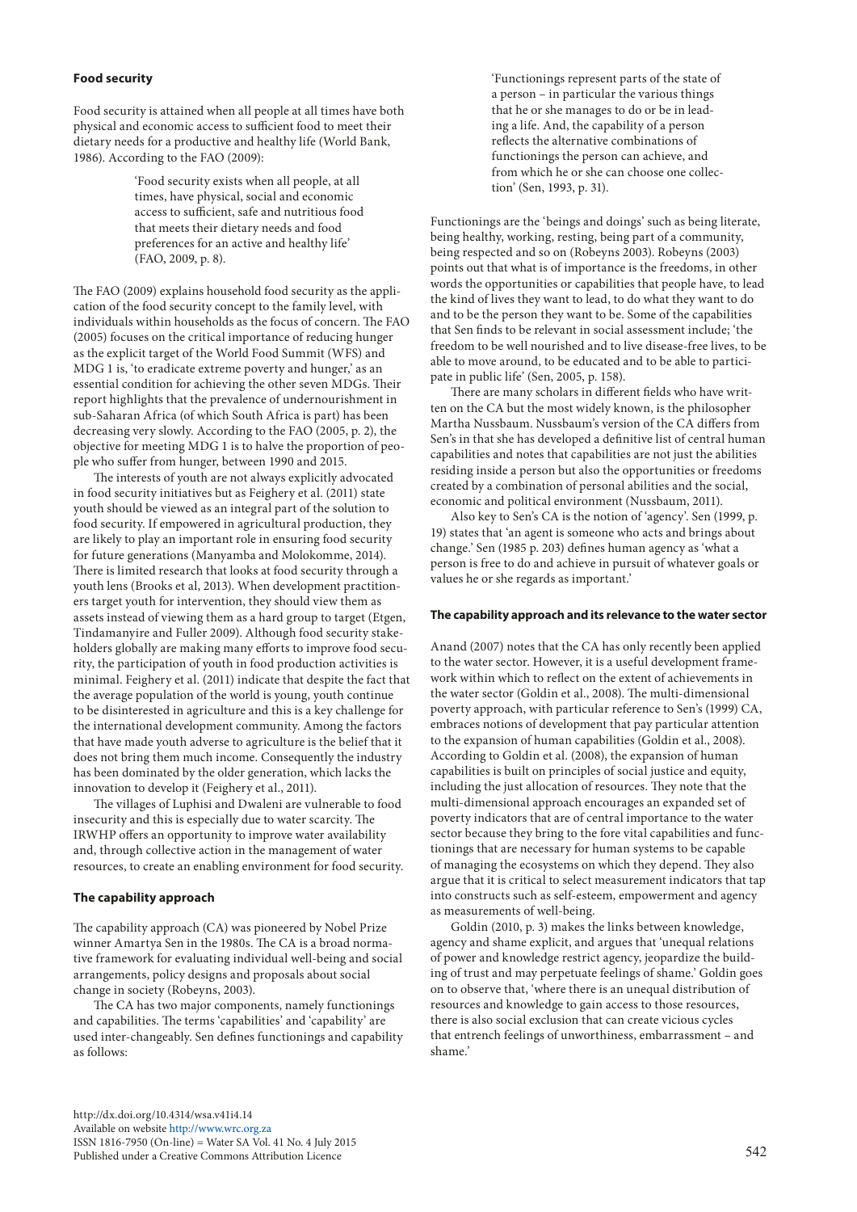### Food security

Food security is attained when all people at all times have both physical and economic access to sufficient food to meet their dietary needs for a productive and healthy life (World Bank, 1986). According to the FAO (2009):

> 'Food security exists when all people, at all times, have physical, social and economic access to sufficient, safe and nutritious food that meets their dietary needs and food preferences for an active and healthy life' (FAO, 2009, p. 8).

The FAO (2009) explains household food security as the application of the food security concept to the family level, with individuals within households as the focus of concern. The FAO (2005) focuses on the critical importance of reducing hunger as the explicit target of the World Food Summit (WFS) and MDG 1 is, 'to eradicate extreme poverty and hunger,' as an essential condition for achieving the other seven MDGs. Their report highlights that the prevalence of undernourishment in sub-Saharan Africa (of which South Africa is part) has been decreasing very slowly. According to the FAO (2005, p. 2), the objective for meeting MDG 1 is to halve the proportion of people who suffer from hunger, between 1990 and 2015.

The interests of youth are not always explicitly advocated in food security initiatives but as Feighery et al. (2011) state youth should be viewed as an integral part of the solution to food security. If empowered in agricultural production, they are likely to play an important role in ensuring food security for future generations (Manyamba and Molokomme, 2014). There is limited research that looks at food security through a youth lens (Brooks et al, 2013). When development practitioners target youth for intervention, they should view them as assets instead of viewing them as a hard group to target (Etgen, Tindamanyire and Fuller 2009). Although food security stakeholders globally are making many efforts to improve food security, the participation of youth in food production activities is minimal. Feighery et al. (2011) indicate that despite the fact that the average population of the world is young, youth continue to be disinterested in agriculture and this is a key challenge for the international development community. Among the factors that have made youth adverse to agriculture is the belief that it does not bring them much income. Consequently the industry has been dominated by the older generation, which lacks the innovation to develop it (Feighery et al., 2011).

The villages of Luphisi and Dwaleni are vulnerable to food insecurity and this is especially due to water scarcity. The IRWHP offers an opportunity to improve water availability and, through collective action in the management of water resources, to create an enabling environment for food security.

### The capability approach

The capability approach (CA) was pioneered by Nobel Prize winner Amartya Sen in the 1980s. The CA is a broad normative framework for evaluating individual well-being and social arrangements, policy designs and proposals about social change in society (Robeyns, 2003).

The CA has two major components, namely functionings and capabilities. The terms 'capabilities' and 'capability' are used inter-changeably. Sen defines functionings and capability as follows:

> 'Functionings represent parts of the state of a person – in particular the various things that he or she manages to do or be in leading a life. And, the capability of a person reflects the alternative combinations of functionings the person can achieve, and from which he or she can choose one collection' (Sen, 1993, p. 31).

Functionings are the 'beings and doings' such as being literate, being healthy, working, resting, being part of a community, being respected and so on (Robeyns 2003). Robeyns (2003) points out that what is of importance is the freedoms, in other words the opportunities or capabilities that people have, to lead the kind of lives they want to lead, to do what they want to do and to be the person they want to be. Some of the capabilities that Sen finds to be relevant in social assessment include; 'the freedom to be well nourished and to live disease-free lives, to be able to move around, to be educated and to be able to participate in public life' (Sen, 2005, p. 158).

There are many scholars in different fields who have written on the CA but the most widely known, is the philosopher Martha Nussbaum. Nussbaum's version of the CA differs from Sen's in that she has developed a definitive list of central human capabilities and notes that capabilities are not just the abilities residing inside a person but also the opportunities or freedoms created by a combination of personal abilities and the social, economic and political environment (Nussbaum, 2011).

Also key to Sen's CA is the notion of 'agency'. Sen (1999, p. 19) states that 'an agent is someone who acts and brings about change.' Sen (1985 p. 203) defines human agency as 'what a person is free to do and achieve in pursuit of whatever goals or values he or she regards as important.'

### The capability approach and its relevance to the water sector

Anand (2007) notes that the CA has only recently been applied to the water sector. However, it is a useful development framework within which to reflect on the extent of achievements in the water sector (Goldin et al., 2008). The multi-dimensional poverty approach, with particular reference to Sen's (1999) CA, embraces notions of development that pay particular attention to the expansion of human capabilities (Goldin et al., 2008). According to Goldin et al. (2008), the expansion of human capabilities is built on principles of social justice and equity, including the just allocation of resources. They note that the multi-dimensional approach encourages an expanded set of poverty indicators that are of central importance to the water sector because they bring to the fore vital capabilities and functionings that are necessary for human systems to be capable of managing the ecosystems on which they depend. They also argue that it is critical to select measurement indicators that tap into constructs such as self-esteem, empowerment and agency as measurements of well-being.

Goldin (2010, p. 3) makes the links between knowledge, agency and shame explicit, and argues that 'unequal relations of power and knowledge restrict agency, jeopardize the building of trust and may perpetuate feelings of shame.' Goldin goes on to observe that, 'where there is an unequal distribution of resources and knowledge to gain access to those resources, there is also social exclusion that can create vicious cycles that entrench feelings of unworthiness, embarrassment – and shame.'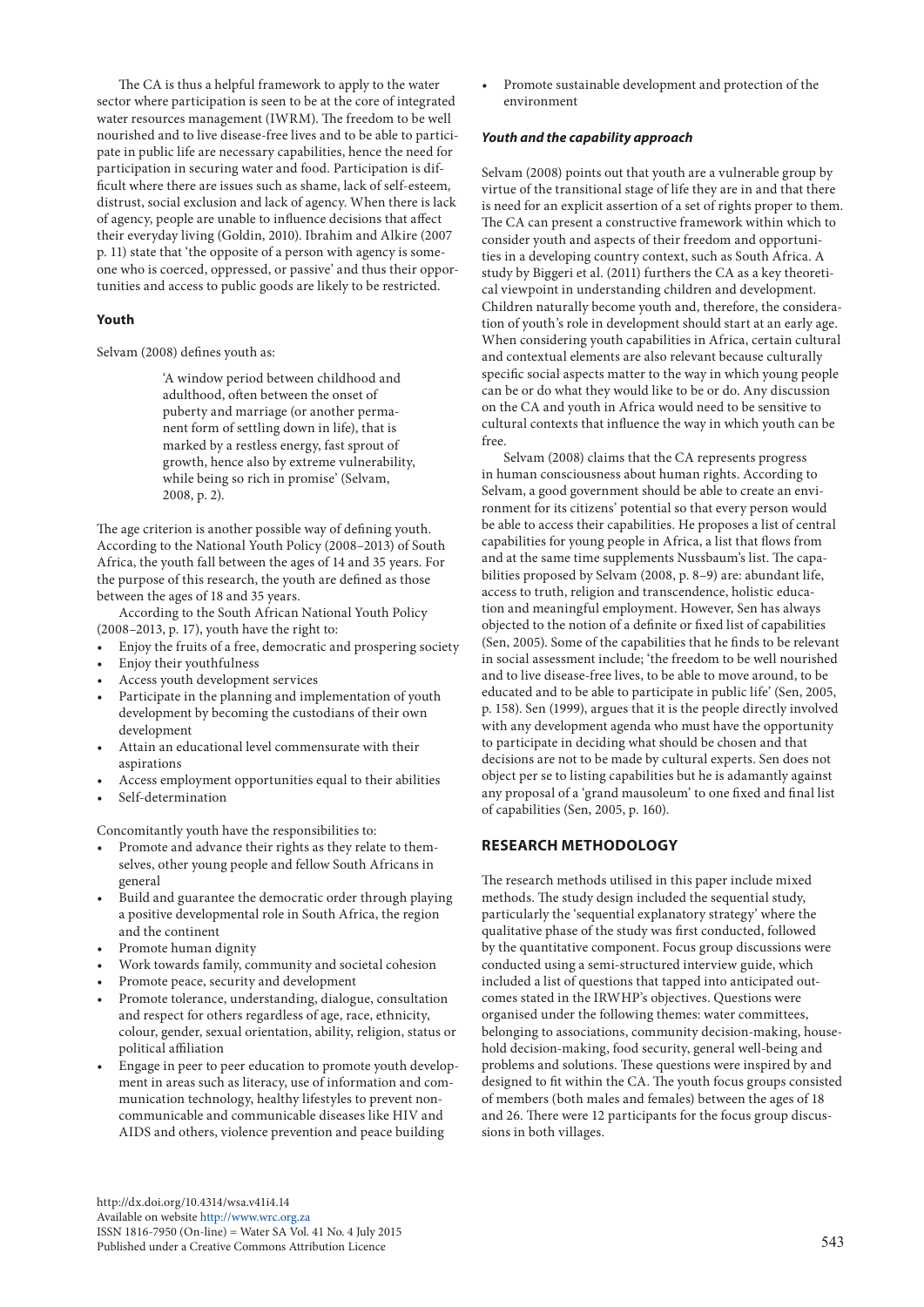The CA is thus a helpful framework to apply to the water sector where participation is seen to be at the core of integrated water resources management (IWRM). The freedom to be well nourished and to live disease-free lives and to be able to participate in public life are necessary capabilities, hence the need for participation in securing water and food. Participation is difficult where there are issues such as shame, lack of self-esteem, distrust, social exclusion and lack of agency. When there is lack of agency, people are unable to influence decisions that affect their everyday living (Goldin, 2010). Ibrahim and Alkire (2007 p. 11) state that 'the opposite of a person with agency is someone who is coerced, oppressed, or passive' and thus their opportunities and access to public goods are likely to be restricted.

### Youth

Selvam (2008) defines youth as:

> 'A window period between childhood and adulthood, often between the onset of puberty and marriage (or another permanent form of settling down in life), that is marked by a restless energy, fast sprout of growth, hence also by extreme vulnerability, while being so rich in promise' (Selvam, 2008, p. 2).

The age criterion is another possible way of defining youth. According to the National Youth Policy (2008–2013) of South Africa, the youth fall between the ages of 14 and 35 years. For the purpose of this research, the youth are defined as those between the ages of 18 and 35 years.

According to the South African National Youth Policy (2008–2013, p. 17), youth have the right to:

- Enjoy the fruits of a free, democratic and prospering society
- Enjoy their youthfulness
- Access youth development services
- Participate in the planning and implementation of youth development by becoming the custodians of their own development
- Attain an educational level commensurate with their aspirations
- Access employment opportunities equal to their abilities
- Self-determination

Concomitantly youth have the responsibilities to:

- Promote and advance their rights as they relate to themselves, other young people and fellow South Africans in general
- Build and guarantee the democratic order through playing a positive developmental role in South Africa, the region and the continent
- Promote human dignity
- Work towards family, community and societal cohesion
- Promote peace, security and development
- Promote tolerance, understanding, dialogue, consultation and respect for others regardless of age, race, ethnicity, colour, gender, sexual orientation, ability, religion, status or political affiliation
- Engage in peer to peer education to promote youth development in areas such as literacy, use of information and communication technology, healthy lifestyles to prevent non-communicable and communicable diseases like HIV and AIDS and others, violence prevention and peace building
- Promote sustainable development and protection of the environment

### *Youth and the capability approach*

Selvam (2008) points out that youth are a vulnerable group by virtue of the transitional stage of life they are in and that there is need for an explicit assertion of a set of rights proper to them. The CA can present a constructive framework within which to consider youth and aspects of their freedom and opportunities in a developing country context, such as South Africa. A study by Biggeri et al. (2011) furthers the CA as a key theoretical viewpoint in understanding children and development. Children naturally become youth and, therefore, the consideration of youth's role in development should start at an early age. When considering youth capabilities in Africa, certain cultural and contextual elements are also relevant because culturally specific social aspects matter to the way in which young people can be or do what they would like to be or do. Any discussion on the CA and youth in Africa would need to be sensitive to cultural contexts that influence the way in which youth can be free.

Selvam (2008) claims that the CA represents progress in human consciousness about human rights. According to Selvam, a good government should be able to create an environment for its citizens' potential so that every person would be able to access their capabilities. He proposes a list of central capabilities for young people in Africa, a list that flows from and at the same time supplements Nussbaum's list. The capabilities proposed by Selvam (2008, p. 8–9) are: abundant life, access to truth, religion and transcendence, holistic education and meaningful employment. However, Sen has always objected to the notion of a definite or fixed list of capabilities (Sen, 2005). Some of the capabilities that he finds to be relevant in social assessment include; 'the freedom to be well nourished and to live disease-free lives, to be able to move around, to be educated and to be able to participate in public life' (Sen, 2005, p. 158). Sen (1999), argues that it is the people directly involved with any development agenda who must have the opportunity to participate in deciding what should be chosen and that decisions are not to be made by cultural experts. Sen does not object per se to listing capabilities but he is adamantly against any proposal of a 'grand mausoleum' to one fixed and final list of capabilities (Sen, 2005, p. 160).

## RESEARCH METHODOLOGY

The research methods utilised in this paper include mixed methods. The study design included the sequential study, particularly the 'sequential explanatory strategy' where the qualitative phase of the study was first conducted, followed by the quantitative component. Focus group discussions were conducted using a semi-structured interview guide, which included a list of questions that tapped into anticipated outcomes stated in the IRWHP's objectives. Questions were organised under the following themes: water committees, belonging to associations, community decision-making, household decision-making, food security, general well-being and problems and solutions. These questions were inspired by and designed to fit within the CA. The youth focus groups consisted of members (both males and females) between the ages of 18 and 26. There were 12 participants for the focus group discussions in both villages.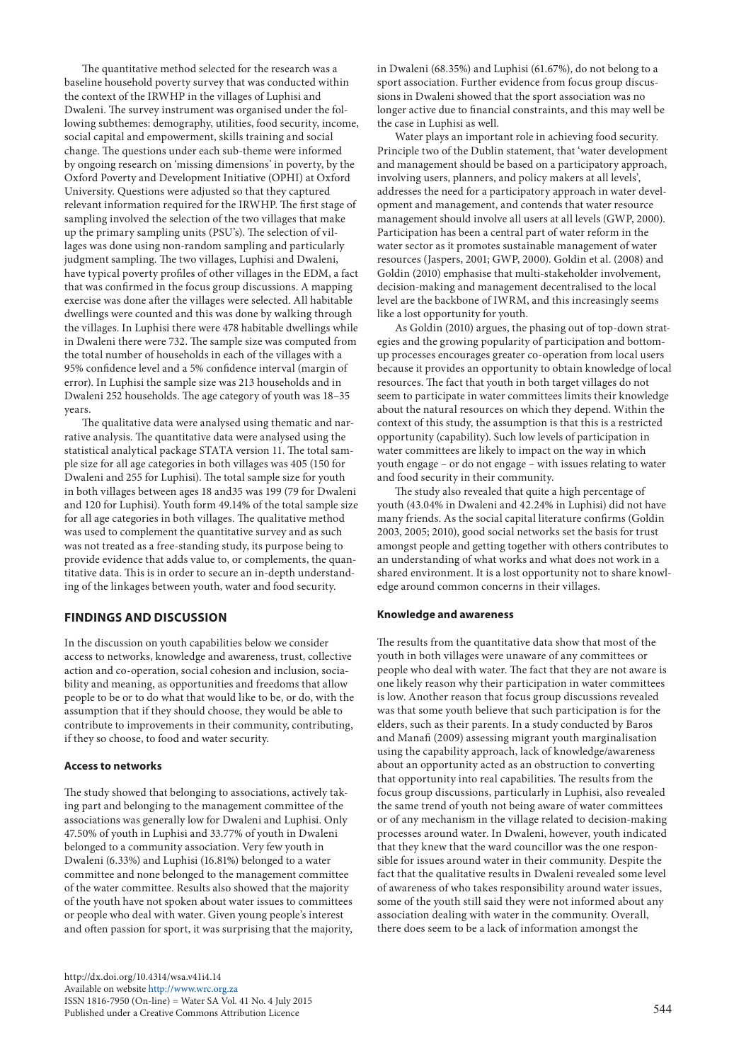The quantitative method selected for the research was a baseline household poverty survey that was conducted within the context of the IRWHP in the villages of Luphisi and Dwaleni. The survey instrument was organised under the following subthemes: demography, utilities, food security, income, social capital and empowerment, skills training and social change. The questions under each sub-theme were informed by ongoing research on 'missing dimensions' in poverty, by the Oxford Poverty and Development Initiative (OPHI) at Oxford University. Questions were adjusted so that they captured relevant information required for the IRWHP. The first stage of sampling involved the selection of the two villages that make up the primary sampling units (PSU's). The selection of villages was done using non-random sampling and particularly judgment sampling. The two villages, Luphisi and Dwaleni, have typical poverty profiles of other villages in the EDM, a fact that was confirmed in the focus group discussions. A mapping exercise was done after the villages were selected. All habitable dwellings were counted and this was done by walking through the villages. In Luphisi there were 478 habitable dwellings while in Dwaleni there were 732. The sample size was computed from the total number of households in each of the villages with a 95% confidence level and a 5% confidence interval (margin of error). In Luphisi the sample size was 213 households and in Dwaleni 252 households. The age category of youth was 18–35 years.

The qualitative data were analysed using thematic and narrative analysis. The quantitative data were analysed using the statistical analytical package STATA version 11. The total sample size for all age categories in both villages was 405 (150 for Dwaleni and 255 for Luphisi). The total sample size for youth in both villages between ages 18 and35 was 199 (79 for Dwaleni and 120 for Luphisi). Youth form 49.14% of the total sample size for all age categories in both villages. The qualitative method was used to complement the quantitative survey and as such was not treated as a free-standing study, its purpose being to provide evidence that adds value to, or complements, the quantitative data. This is in order to secure an in-depth understanding of the linkages between youth, water and food security.

## FINDINGS AND DISCUSSION

In the discussion on youth capabilities below we consider access to networks, knowledge and awareness, trust, collective action and co-operation, social cohesion and inclusion, sociability and meaning, as opportunities and freedoms that allow people to be or to do what that would like to be, or do, with the assumption that if they should choose, they would be able to contribute to improvements in their community, contributing, if they so choose, to food and water security.

### Access to networks

The study showed that belonging to associations, actively taking part and belonging to the management committee of the associations was generally low for Dwaleni and Luphisi. Only 47.50% of youth in Luphisi and 33.77% of youth in Dwaleni belonged to a community association. Very few youth in Dwaleni (6.33%) and Luphisi (16.81%) belonged to a water committee and none belonged to the management committee of the water committee. Results also showed that the majority of the youth have not spoken about water issues to committees or people who deal with water. Given young people's interest and often passion for sport, it was surprising that the majority, in Dwaleni (68.35%) and Luphisi (61.67%), do not belong to a sport association. Further evidence from focus group discussions in Dwaleni showed that the sport association was no longer active due to financial constraints, and this may well be the case in Luphisi as well.

Water plays an important role in achieving food security. Principle two of the Dublin statement, that 'water development and management should be based on a participatory approach, involving users, planners, and policy makers at all levels', addresses the need for a participatory approach in water development and management, and contends that water resource management should involve all users at all levels (GWP, 2000). Participation has been a central part of water reform in the water sector as it promotes sustainable management of water resources (Jaspers, 2001; GWP, 2000). Goldin et al. (2008) and Goldin (2010) emphasise that multi-stakeholder involvement, decision-making and management decentralised to the local level are the backbone of IWRM, and this increasingly seems like a lost opportunity for youth.

As Goldin (2010) argues, the phasing out of top-down strategies and the growing popularity of participation and bottom-up processes encourages greater co-operation from local users because it provides an opportunity to obtain knowledge of local resources. The fact that youth in both target villages do not seem to participate in water committees limits their knowledge about the natural resources on which they depend. Within the context of this study, the assumption is that this is a restricted opportunity (capability). Such low levels of participation in water committees are likely to impact on the way in which youth engage – or do not engage – with issues relating to water and food security in their community.

The study also revealed that quite a high percentage of youth (43.04% in Dwaleni and 42.24% in Luphisi) did not have many friends. As the social capital literature confirms (Goldin 2003, 2005; 2010), good social networks set the basis for trust amongst people and getting together with others contributes to an understanding of what works and what does not work in a shared environment. It is a lost opportunity not to share knowledge around common concerns in their villages.

### Knowledge and awareness

The results from the quantitative data show that most of the youth in both villages were unaware of any committees or people who deal with water. The fact that they are not aware is one likely reason why their participation in water committees is low. Another reason that focus group discussions revealed was that some youth believe that such participation is for the elders, such as their parents. In a study conducted by Baros and Manafi (2009) assessing migrant youth marginalisation using the capability approach, lack of knowledge/awareness about an opportunity acted as an obstruction to converting that opportunity into real capabilities. The results from the focus group discussions, particularly in Luphisi, also revealed the same trend of youth not being aware of water committees or of any mechanism in the village related to decision-making processes around water. In Dwaleni, however, youth indicated that they knew that the ward councillor was the one responsible for issues around water in their community. Despite the fact that the qualitative results in Dwaleni revealed some level of awareness of who takes responsibility around water issues, some of the youth still said they were not informed about any association dealing with water in the community. Overall, there does seem to be a lack of information amongst the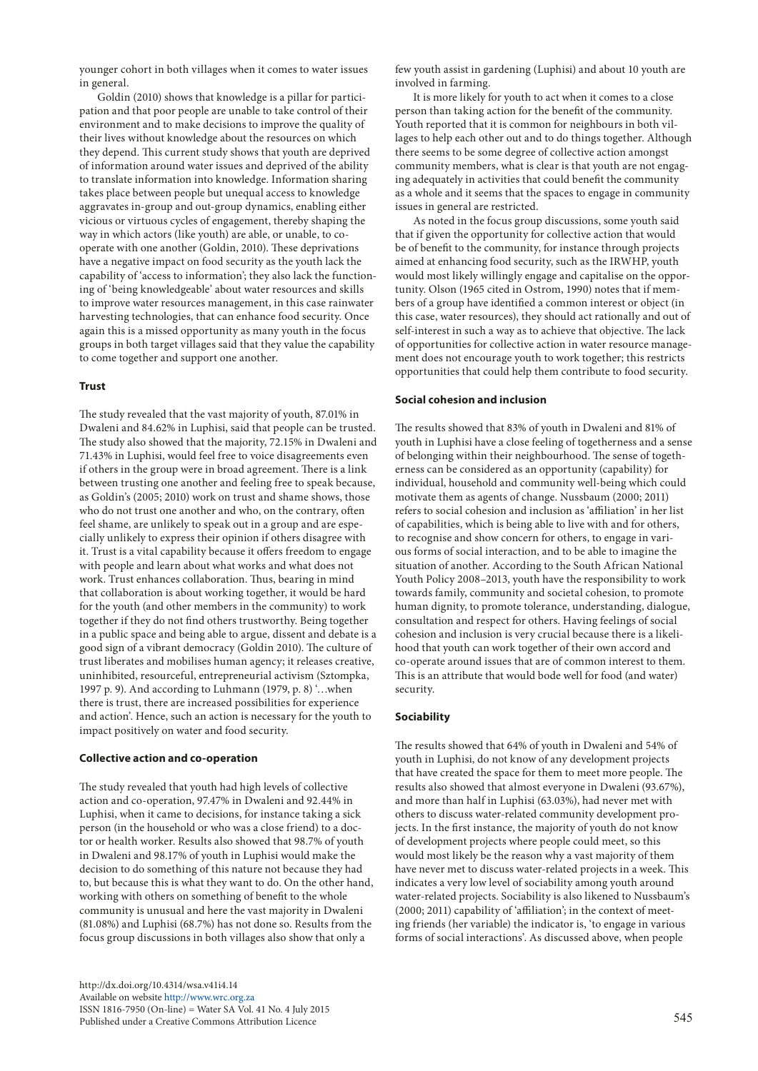younger cohort in both villages when it comes to water issues in general.

Goldin (2010) shows that knowledge is a pillar for participation and that poor people are unable to take control of their environment and to make decisions to improve the quality of their lives without knowledge about the resources on which they depend. This current study shows that youth are deprived of information around water issues and deprived of the ability to translate information into knowledge. Information sharing takes place between people but unequal access to knowledge aggravates in-group and out-group dynamics, enabling either vicious or virtuous cycles of engagement, thereby shaping the way in which actors (like youth) are able, or unable, to cooperate with one another (Goldin, 2010). These deprivations have a negative impact on food security as the youth lack the capability of 'access to information'; they also lack the functioning of 'being knowledgeable' about water resources and skills to improve water resources management, in this case rainwater harvesting technologies, that can enhance food security. Once again this is a missed opportunity as many youth in the focus groups in both target villages said that they value the capability to come together and support one another.

#### Trust

The study revealed that the vast majority of youth, 87.01% in Dwaleni and 84.62% in Luphisi, said that people can be trusted. The study also showed that the majority, 72.15% in Dwaleni and 71.43% in Luphisi, would feel free to voice disagreements even if others in the group were in broad agreement. There is a link between trusting one another and feeling free to speak because, as Goldin's (2005; 2010) work on trust and shame shows, those who do not trust one another and who, on the contrary, often feel shame, are unlikely to speak out in a group and are especially unlikely to express their opinion if others disagree with it. Trust is a vital capability because it offers freedom to engage with people and learn about what works and what does not work. Trust enhances collaboration. Thus, bearing in mind that collaboration is about working together, it would be hard for the youth (and other members in the community) to work together if they do not find others trustworthy. Being together in a public space and being able to argue, dissent and debate is a good sign of a vibrant democracy (Goldin 2010). The culture of trust liberates and mobilises human agency; it releases creative, uninhibited, resourceful, entrepreneurial activism (Sztompka, 1997 p. 9). And according to Luhmann (1979, p. 8) '…when there is trust, there are increased possibilities for experience and action'. Hence, such an action is necessary for the youth to impact positively on water and food security.

#### Collective action and co-operation

The study revealed that youth had high levels of collective action and co-operation, 97.47% in Dwaleni and 92.44% in Luphisi, when it came to decisions, for instance taking a sick person (in the household or who was a close friend) to a doctor or health worker. Results also showed that 98.7% of youth in Dwaleni and 98.17% of youth in Luphisi would make the decision to do something of this nature not because they had to, but because this is what they want to do. On the other hand, working with others on something of benefit to the whole community is unusual and here the vast majority in Dwaleni (81.08%) and Luphisi (68.7%) has not done so. Results from the focus group discussions in both villages also show that only a few youth assist in gardening (Luphisi) and about 10 youth are involved in farming.

It is more likely for youth to act when it comes to a close person than taking action for the benefit of the community. Youth reported that it is common for neighbours in both villages to help each other out and to do things together. Although there seems to be some degree of collective action amongst community members, what is clear is that youth are not engaging adequately in activities that could benefit the community as a whole and it seems that the spaces to engage in community issues in general are restricted.

As noted in the focus group discussions, some youth said that if given the opportunity for collective action that would be of benefit to the community, for instance through projects aimed at enhancing food security, such as the IRWHP, youth would most likely willingly engage and capitalise on the opportunity. Olson (1965 cited in Ostrom, 1990) notes that if members of a group have identified a common interest or object (in this case, water resources), they should act rationally and out of self-interest in such a way as to achieve that objective. The lack of opportunities for collective action in water resource management does not encourage youth to work together; this restricts opportunities that could help them contribute to food security.

#### Social cohesion and inclusion

The results showed that 83% of youth in Dwaleni and 81% of youth in Luphisi have a close feeling of togetherness and a sense of belonging within their neighbourhood. The sense of togetherness can be considered as an opportunity (capability) for individual, household and community well-being which could motivate them as agents of change. Nussbaum (2000; 2011) refers to social cohesion and inclusion as 'affiliation' in her list of capabilities, which is being able to live with and for others, to recognise and show concern for others, to engage in various forms of social interaction, and to be able to imagine the situation of another. According to the South African National Youth Policy 2008–2013, youth have the responsibility to work towards family, community and societal cohesion, to promote human dignity, to promote tolerance, understanding, dialogue, consultation and respect for others. Having feelings of social cohesion and inclusion is very crucial because there is a likelihood that youth can work together of their own accord and co-operate around issues that are of common interest to them. This is an attribute that would bode well for food (and water) security.

#### Sociability

The results showed that 64% of youth in Dwaleni and 54% of youth in Luphisi, do not know of any development projects that have created the space for them to meet more people. The results also showed that almost everyone in Dwaleni (93.67%), and more than half in Luphisi (63.03%), had never met with others to discuss water-related community development projects. In the first instance, the majority of youth do not know of development projects where people could meet, so this would most likely be the reason why a vast majority of them have never met to discuss water-related projects in a week. This indicates a very low level of sociability among youth around water-related projects. Sociability is also likened to Nussbaum's (2000; 2011) capability of 'affiliation'; in the context of meeting friends (her variable) the indicator is, 'to engage in various forms of social interactions'. As discussed above, when people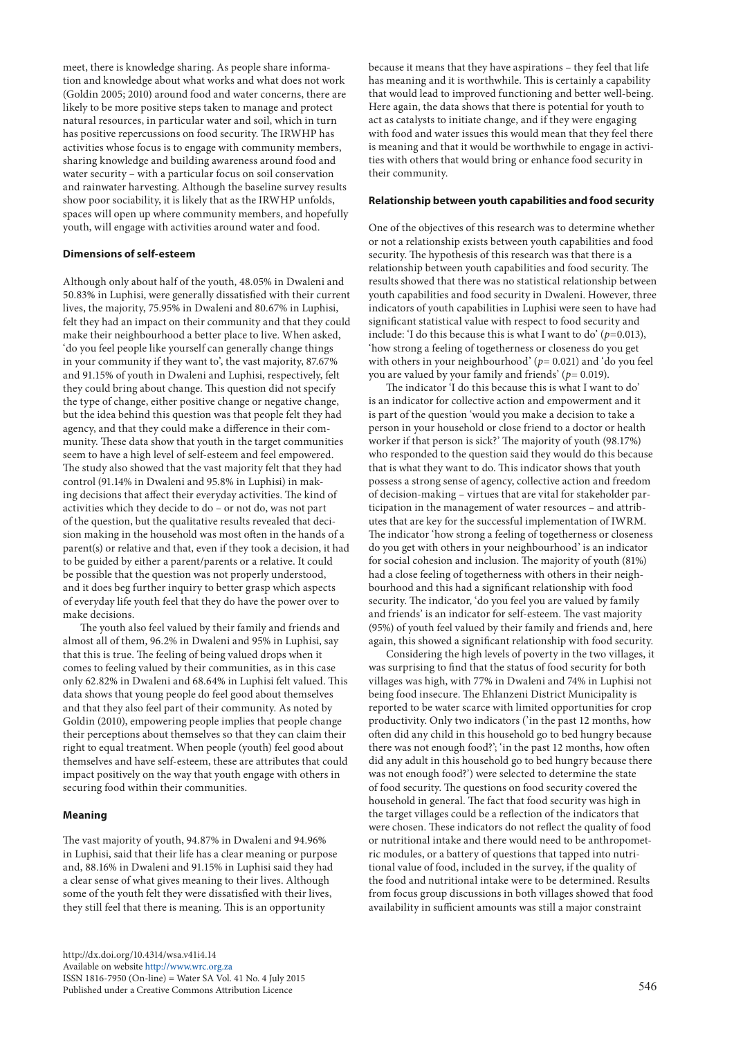meet, there is knowledge sharing. As people share information and knowledge about what works and what does not work (Goldin 2005; 2010) around food and water concerns, there are likely to be more positive steps taken to manage and protect natural resources, in particular water and soil, which in turn has positive repercussions on food security. The IRWHP has activities whose focus is to engage with community members, sharing knowledge and building awareness around food and water security – with a particular focus on soil conservation and rainwater harvesting. Although the baseline survey results show poor sociability, it is likely that as the IRWHP unfolds, spaces will open up where community members, and hopefully youth, will engage with activities around water and food.

**Dimensions of self-esteem**

Although only about half of the youth, 48.05% in Dwaleni and 50.83% in Luphisi, were generally dissatisfied with their current lives, the majority, 75.95% in Dwaleni and 80.67% in Luphisi, felt they had an impact on their community and that they could make their neighbourhood a better place to live. When asked, 'do you feel people like yourself can generally change things in your community if they want to', the vast majority, 87.67% and 91.15% of youth in Dwaleni and Luphisi, respectively, felt they could bring about change. This question did not specify the type of change, either positive change or negative change, but the idea behind this question was that people felt they had agency, and that they could make a difference in their community. These data show that youth in the target communities seem to have a high level of self-esteem and feel empowered. The study also showed that the vast majority felt that they had control (91.14% in Dwaleni and 95.8% in Luphisi) in making decisions that affect their everyday activities. The kind of activities which they decide to do – or not do, was not part of the question, but the qualitative results revealed that decision making in the household was most often in the hands of a parent(s) or relative and that, even if they took a decision, it had to be guided by either a parent/parents or a relative. It could be possible that the question was not properly understood, and it does beg further inquiry to better grasp which aspects of everyday life youth feel that they do have the power over to make decisions.

The youth also feel valued by their family and friends and almost all of them, 96.2% in Dwaleni and 95% in Luphisi, say that this is true. The feeling of being valued drops when it comes to feeling valued by their communities, as in this case only 62.82% in Dwaleni and 68.64% in Luphisi felt valued. This data shows that young people do feel good about themselves and that they also feel part of their community. As noted by Goldin (2010), empowering people implies that people change their perceptions about themselves so that they can claim their right to equal treatment. When people (youth) feel good about themselves and have self-esteem, these are attributes that could impact positively on the way that youth engage with others in securing food within their communities.

**Meaning**

The vast majority of youth, 94.87% in Dwaleni and 94.96% in Luphisi, said that their life has a clear meaning or purpose and, 88.16% in Dwaleni and 91.15% in Luphisi said they had a clear sense of what gives meaning to their lives. Although some of the youth felt they were dissatisfied with their lives, they still feel that there is meaning. This is an opportunity because it means that they have aspirations – they feel that life has meaning and it is worthwhile. This is certainly a capability that would lead to improved functioning and better well-being. Here again, the data shows that there is potential for youth to act as catalysts to initiate change, and if they were engaging with food and water issues this would mean that they feel there is meaning and that it would be worthwhile to engage in activities with others that would bring or enhance food security in their community.

**Relationship between youth capabilities and food security**

One of the objectives of this research was to determine whether or not a relationship exists between youth capabilities and food security. The hypothesis of this research was that there is a relationship between youth capabilities and food security. The results showed that there was no statistical relationship between youth capabilities and food security in Dwaleni. However, three indicators of youth capabilities in Luphisi were seen to have had significant statistical value with respect to food security and include: 'I do this because this is what I want to do' ($p$=0.013), 'how strong a feeling of togetherness or closeness do you get with others in your neighbourhood' ($p$= 0.021) and 'do you feel you are valued by your family and friends' ($p$= 0.019).

The indicator 'I do this because this is what I want to do' is an indicator for collective action and empowerment and it is part of the question 'would you make a decision to take a person in your household or close friend to a doctor or health worker if that person is sick?' The majority of youth (98.17%) who responded to the question said they would do this because that is what they want to do. This indicator shows that youth possess a strong sense of agency, collective action and freedom of decision-making – virtues that are vital for stakeholder participation in the management of water resources – and attributes that are key for the successful implementation of IWRM. The indicator 'how strong a feeling of togetherness or closeness do you get with others in your neighbourhood' is an indicator for social cohesion and inclusion. The majority of youth (81%) had a close feeling of togetherness with others in their neighbourhood and this had a significant relationship with food security. The indicator, 'do you feel you are valued by family and friends' is an indicator for self-esteem. The vast majority (95%) of youth feel valued by their family and friends and, here again, this showed a significant relationship with food security.

Considering the high levels of poverty in the two villages, it was surprising to find that the status of food security for both villages was high, with 77% in Dwaleni and 74% in Luphisi not being food insecure. The Ehlanzeni District Municipality is reported to be water scarce with limited opportunities for crop productivity. Only two indicators ('in the past 12 months, how often did any child in this household go to bed hungry because there was not enough food?'; 'in the past 12 months, how often did any adult in this household go to bed hungry because there was not enough food?') were selected to determine the state of food security. The questions on food security covered the household in general. The fact that food security was high in the target villages could be a reflection of the indicators that were chosen. These indicators do not reflect the quality of food or nutritional intake and there would need to be anthropometric modules, or a battery of questions that tapped into nutritional value of food, included in the survey, if the quality of the food and nutritional intake were to be determined. Results from focus group discussions in both villages showed that food availability in sufficient amounts was still a major constraint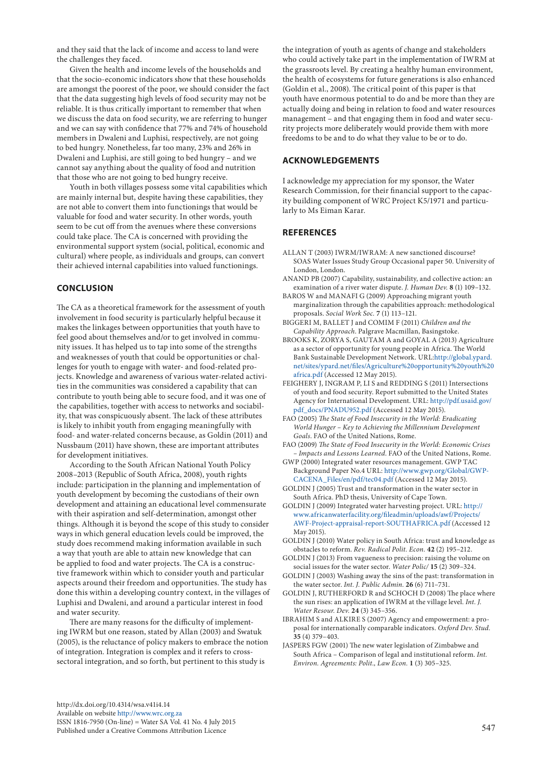and they said that the lack of income and access to land were the challenges they faced.

Given the health and income levels of the households and that the socio-economic indicators show that these households are amongst the poorest of the poor, we should consider the fact that the data suggesting high levels of food security may not be reliable. It is thus critically important to remember that when we discuss the data on food security, we are referring to hunger and we can say with confidence that 77% and 74% of household members in Dwaleni and Luphisi, respectively, are not going to bed hungry. Nonetheless, far too many, 23% and 26% in Dwaleni and Luphisi, are still going to bed hungry – and we cannot say anything about the quality of food and nutrition that those who are not going to bed hungry receive.

Youth in both villages possess some vital capabilities which are mainly internal but, despite having these capabilities, they are not able to convert them into functionings that would be valuable for food and water security. In other words, youth seem to be cut off from the avenues where these conversions could take place. The CA is concerned with providing the environmental support system (social, political, economic and cultural) where people, as individuals and groups, can convert their achieved internal capabilities into valued functionings.

## CONCLUSION

The CA as a theoretical framework for the assessment of youth involvement in food security is particularly helpful because it makes the linkages between opportunities that youth have to feel good about themselves and/or to get involved in community issues. It has helped us to tap into some of the strengths and weaknesses of youth that could be opportunities or challenges for youth to engage with water- and food-related projects. Knowledge and awareness of various water-related activities in the communities was considered a capability that can contribute to youth being able to secure food, and it was one of the capabilities, together with access to networks and sociability, that was conspicuously absent. The lack of these attributes is likely to inhibit youth from engaging meaningfully with food- and water-related concerns because, as Goldin (2011) and Nussbaum (2011) have shown, these are important attributes for development initiatives.

According to the South African National Youth Policy 2008–2013 (Republic of South Africa, 2008), youth rights include: participation in the planning and implementation of youth development by becoming the custodians of their own development and attaining an educational level commensurate with their aspiration and self-determination, amongst other things. Although it is beyond the scope of this study to consider ways in which general education levels could be improved, the study does recommend making information available in such a way that youth are able to attain new knowledge that can be applied to food and water projects. The CA is a constructive framework within which to consider youth and particular aspects around their freedom and opportunities. The study has done this within a developing country context, in the villages of Luphisi and Dwaleni, and around a particular interest in food and water security.

There are many reasons for the difficulty of implementing IWRM but one reason, stated by Allan (2003) and Swatuk (2005), is the reluctance of policy makers to embrace the notion of integration. Integration is complex and it refers to cross-sectoral integration, and so forth, but pertinent to this study is the integration of youth as agents of change and stakeholders who could actively take part in the implementation of IWRM at the grassroots level. By creating a healthy human environment, the health of ecosystems for future generations is also enhanced (Goldin et al., 2008). The critical point of this paper is that youth have enormous potential to do and be more than they are actually doing and being in relation to food and water resources management – and that engaging them in food and water security projects more deliberately would provide them with more freedoms to be and to do what they value to be or to do.

## ACKNOWLEDGEMENTS

I acknowledge my appreciation for my sponsor, the Water Research Commission, for their financial support to the capacity building component of WRC Project K5/1971 and particularly to Ms Eiman Karar.

## REFERENCES

ALLAN T (2003) IWRM/IWRAM: A new sanctioned discourse? SOAS Water Issues Study Group Occasional paper 50. University of London, London.

ANAND PB (2007) Capability, sustainability, and collective action: an examination of a river water dispute. *J. Human Dev.* **8** (1) 109–132.

BAROS W and MANAFI G (2009) Approaching migrant youth marginalization through the capabilities approach: methodological proposals. *Social Work Soc.* **7** (1) 113–121.

BIGGERI M, BALLET J and COMIM F (2011) *Children and the Capability Approach*. Palgrave Macmillan, Basingstoke.

BROOKS K, ZORYA S, GAUTAM A and GOYAL A (2013) Agriculture as a sector of opportunity for young people in Africa. The World Bank Sustainable Development Network. URL:http://global.ypard.net/sites/ypard.net/files/Agriculture%20opportunity%20youth%20africa.pdf (Accessed 12 May 2015).

FEIGHERY J, INGRAM P, LI S and REDDING S (2011) Intersections of youth and food security. Report submitted to the United States Agency for International Development. URL: http://pdf.usaid.gov/pdf_docs/PNADU952.pdf (Accessed 12 May 2015).

FAO (2005) *The State of Food Insecurity in the World: Eradicating World Hunger – Key to Achieving the Millennium Development Goals*. FAO of the United Nations, Rome.

FAO (2009) *The State of Food Insecurity in the World: Economic Crises – Impacts and Lessons Learned*. FAO of the United Nations, Rome.

GWP (2000) Integrated water resources management. GWP TAC Background Paper No.4 URL: http://www.gwp.org/Global/GWP-CACENA_Files/en/pdf/tec04.pdf (Accessed 12 May 2015).

GOLDIN J (2005) Trust and transformation in the water sector in South Africa. PhD thesis, University of Cape Town.

GOLDIN J (2009) Integrated water harvesting project. URL: http://www.africanwaterfacility.org/fileadmin/uploads/awf/Projects/AWF-Project-appraisal-report-SOUTHAFRICA.pdf (Accessed 12 May 2015).

GOLDIN J (2010) Water policy in South Africa: trust and knowledge as obstacles to reform. *Rev. Radical Polit. Econ.* **42** (2) 195–212.

GOLDIN J (2013) From vagueness to precision: raising the volume on social issues for the water sector. *Water Polic/* **15** (2) 309–324.

GOLDIN J (2003) Washing away the sins of the past: transformation in the water sector. *Int. J. Public Admin.* **26** (6) 711–731.

GOLDIN J, RUTHERFORD R and SCHOCH D (2008) The place where the sun rises: an application of IWRM at the village level. *Int. J. Water Resour. Dev.* **24** (3) 345–356.

IBRAHIM S and ALKIRE S (2007) Agency and empowerment: a proposal for internationally comparable indicators. *Oxford Dev. Stud.* **35** (4) 379–403.

JASPERS FGW (2001) The new water legislation of Zimbabwe and South Africa – Comparison of legal and institutional reform. *Int. Environ. Agreements: Polit., Law Econ.* **1** (3) 305–325.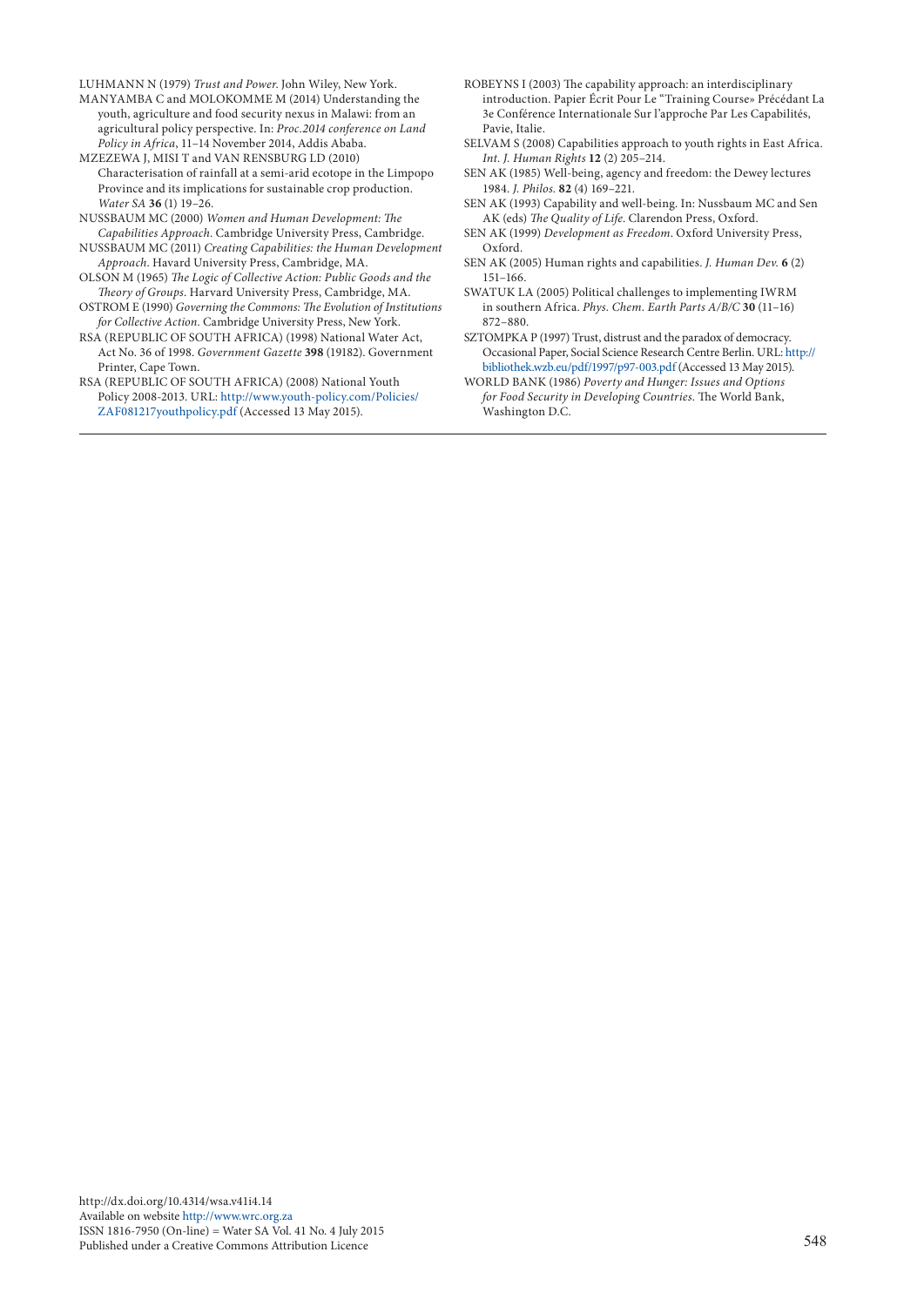LUHMANN N (1979) *Trust and Power*. John Wiley, New York.

MANYAMBA C and MOLOKOMME M (2014) Understanding the youth, agriculture and food security nexus in Malawi: from an agricultural policy perspective. In: *Proc.2014 conference on Land Policy in Africa*, 11–14 November 2014, Addis Ababa.

MZEZEWA J, MISI T and VAN RENSBURG LD (2010) Characterisation of rainfall at a semi-arid ecotope in the Limpopo Province and its implications for sustainable crop production. *Water SA* **36** (1) 19–26.

NUSSBAUM MC (2000) *Women and Human Development: The Capabilities Approach*. Cambridge University Press, Cambridge.

NUSSBAUM MC (2011) *Creating Capabilities: the Human Development Approach*. Havard University Press, Cambridge, MA.

OLSON M (1965) *The Logic of Collective Action: Public Goods and the Theory of Groups*. Harvard University Press, Cambridge, MA.

OSTROM E (1990) *Governing the Commons: The Evolution of Institutions for Collective Action*. Cambridge University Press, New York.

RSA (REPUBLIC OF SOUTH AFRICA) (1998) National Water Act, Act No. 36 of 1998. *Government Gazette* **398** (19182). Government Printer, Cape Town.

RSA (REPUBLIC OF SOUTH AFRICA) (2008) National Youth Policy 2008-2013. URL: http://www.youth-policy.com/Policies/ZAF081217youthpolicy.pdf (Accessed 13 May 2015).

ROBEYNS I (2003) The capability approach: an interdisciplinary introduction. Papier Écrit Pour Le "Training Course» Précédant La 3e Conférence Internationale Sur l'approche Par Les Capabilités, Pavie, Italie.

SELVAM S (2008) Capabilities approach to youth rights in East Africa. *Int. J. Human Rights* **12** (2) 205–214.

SEN AK (1985) Well-being, agency and freedom: the Dewey lectures 1984. *J. Philos.* **82** (4) 169–221.

SEN AK (1993) Capability and well-being. In: Nussbaum MC and Sen AK (eds) *The Quality of Life*. Clarendon Press, Oxford.

SEN AK (1999) *Development as Freedom*. Oxford University Press, Oxford.

SEN AK (2005) Human rights and capabilities. *J. Human Dev.* **6** (2) 151–166.

SWATUK LA (2005) Political challenges to implementing IWRM in southern Africa. *Phys. Chem. Earth Parts A/B/C* **30** (11–16) 872–880.

SZTOMPKA P (1997) Trust, distrust and the paradox of democracy. Occasional Paper, Social Science Research Centre Berlin. URL: http://bibliothek.wzb.eu/pdf/1997/p97-003.pdf (Accessed 13 May 2015).

WORLD BANK (1986) *Poverty and Hunger: Issues and Options for Food Security in Developing Countries*. The World Bank, Washington D.C.